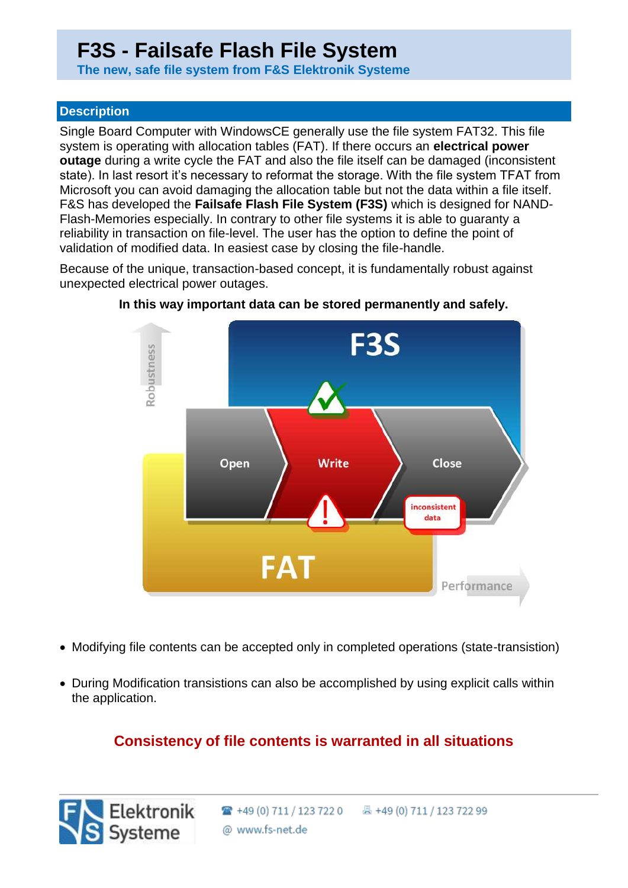# F3S - Failsafe Flash File System

**The new, safe file system from F&S Elektronik Systeme**

## Description

Single Board Computer with WindowsCE generally use the file system FAT32. This file system is operating with allocation tables (FAT). If there occurs an **electrical power outage** during a write cycle the FAT and also the file itself can be damaged (inconsistent state). In last resort it's necessary to reformat the storage. With the file system TFAT from Microsoft you can avoid damaging the allocation table but not the data within a file itself. F&S has developed the **Failsafe Flash File System (F3S)** which is designed for NAND-Flash-Memories especially. In contrary to other file systems it is able to guaranty a reliability in transaction on file-level. The user has the option to define the point of validation of modified data. In easiest case by closing the file-handle.

Because of the unique, transaction-based concept, it is fundamentally robust against unexpected electrical power outages.

**In this way important data can be stored permanently and safely.**

- Modifying file contents can be accepted only in completed operations (state-transistion)
- During Modification transistions can also be accomplished by using explicit calls within the application.

**Consistency of file contents is warranted in all situations**

F&S Elektronik Systeme

+49 (0) 711 / 123 722 0 +49 (0) 711 / 123 722 99

@ www.fs-net.de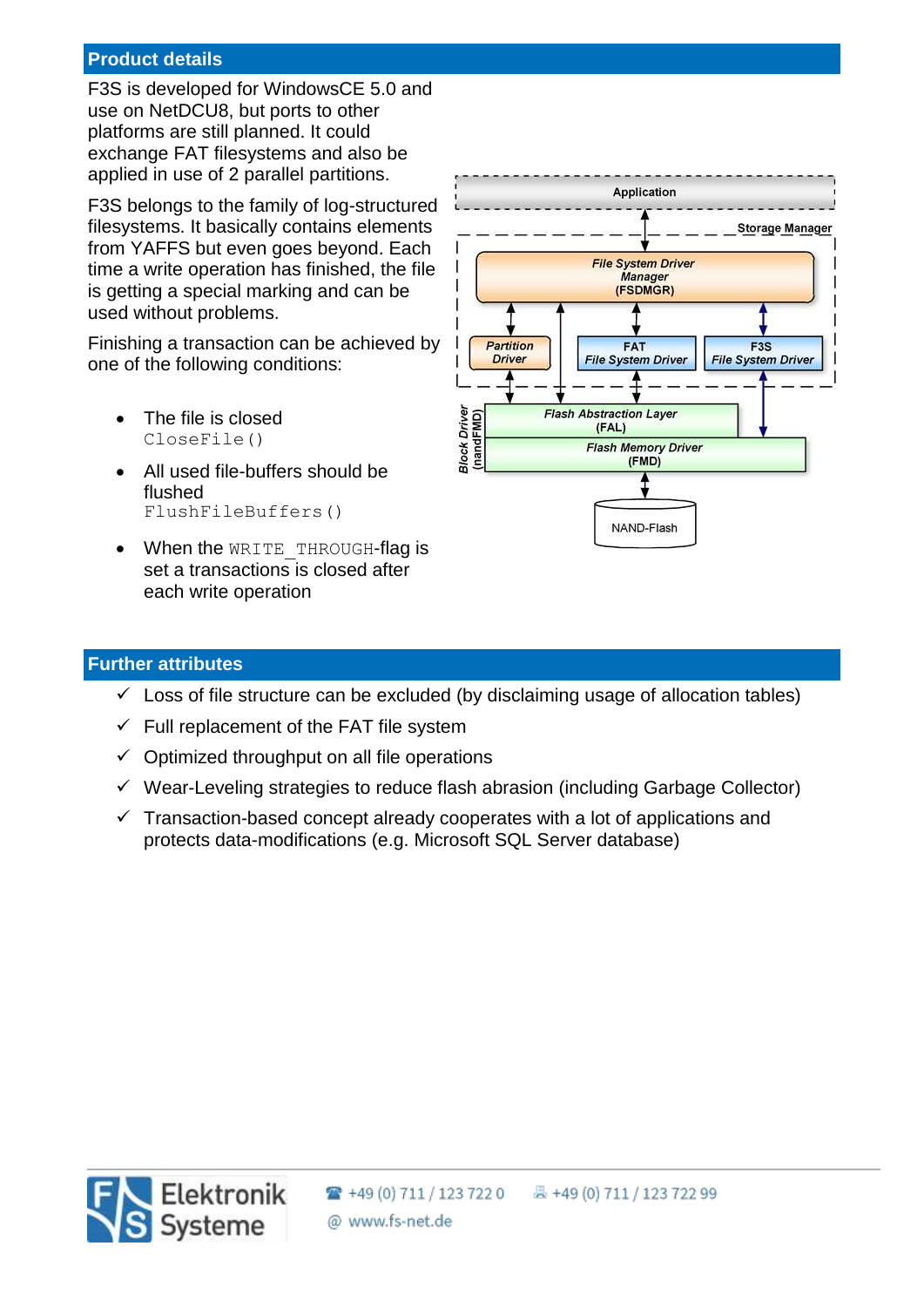## Product details

F3S is developed for WindowsCE 5.0 and use on NetDCU8, but ports to other platforms are still planned. It could exchange FAT filesystems and also be applied in use of 2 parallel partitions.

F3S belongs to the family of log-structured filesystems. It basically contains elements from YAFFS but even goes beyond. Each time a write operation has finished, the file is getting a special marking and can be used without problems.

Finishing a transaction can be achieved by one of the following conditions:

- The file is closed
  `CloseFile()`
- All used file-buffers should be flushed
  `FlushFileBuffers()`
- When the `WRITE_THROUGH`-flag is set a transactions is closed after each write operation

Application

Storage Manager

File System Driver Manager (FSDMGR)

Partition Driver

FAT File System Driver

F3S File System Driver

Block Driver (nandFMD)

Flash Abstraction Layer (FAL)

Flash Memory Driver (FMD)

NAND-Flash

## Further attributes

- ✓ Loss of file structure can be excluded (by disclaiming usage of allocation tables)
- ✓ Full replacement of the FAT file system
- ✓ Optimized throughput on all file operations
- ✓ Wear-Leveling strategies to reduce flash abrasion (including Garbage Collector)
- ✓ Transaction-based concept already cooperates with a lot of applications and protects data-modifications (e.g. Microsoft SQL Server database)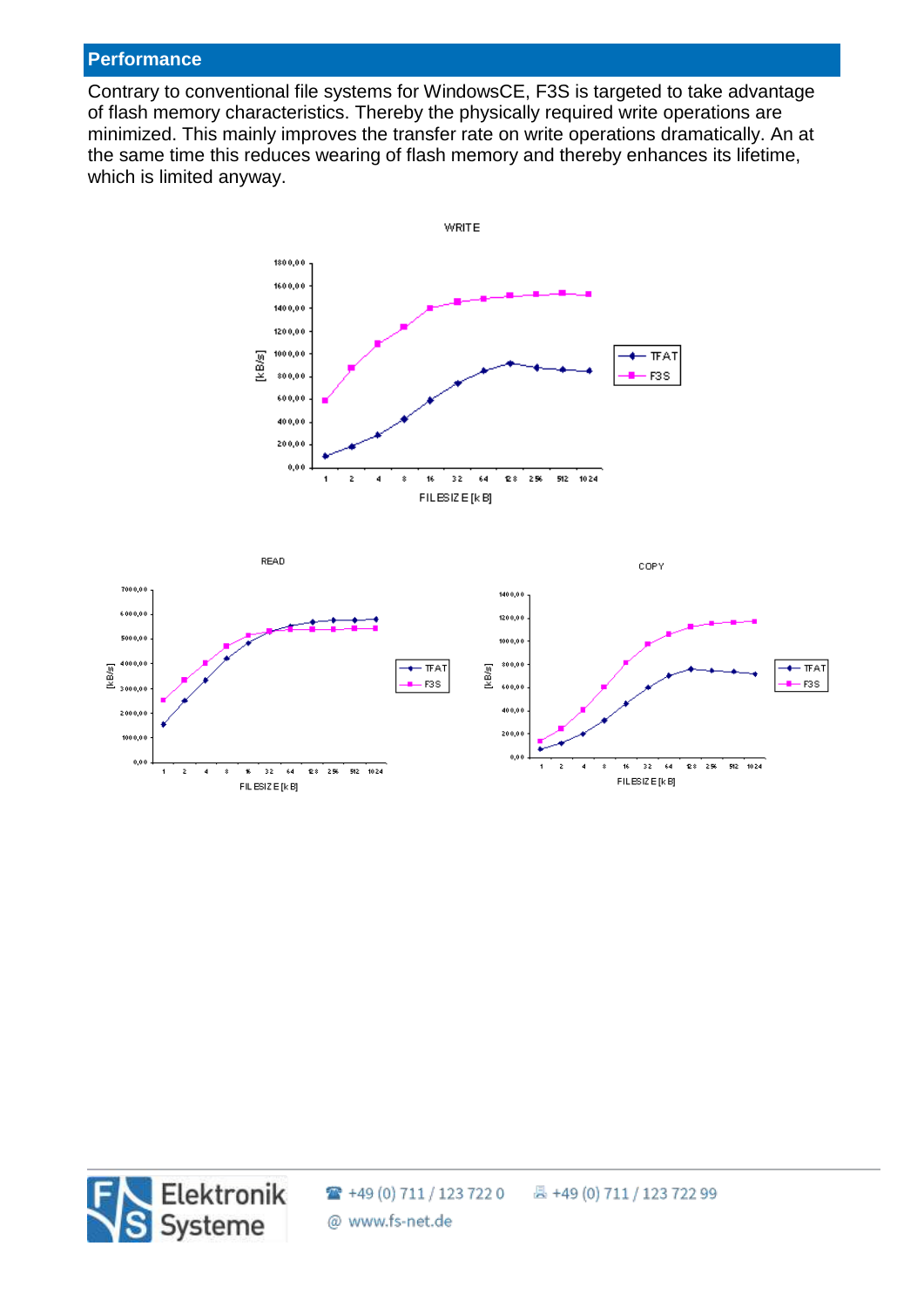## Performance

Contrary to conventional file systems for WindowsCE, F3S is targeted to take advantage of flash memory characteristics. Thereby the physically required write operations are minimized. This mainly improves the transfer rate on write operations dramatically. An at the same time this reduces wearing of flash memory and thereby enhances its lifetime, which is limited anyway.

WRITE

1800,00
1600,00
1400,00
1200,00
1000,00
800,00
600,00
400,00
200,00
0,00

[kB/s]

1 2 4 8 16 32 64 128 256 512 1024

FILESIZE [kB]

TFAT
F3S

READ

7000,00
6000,00
5000,00
4000,00
3000,00
2000,00
1000,00
0,00

[kB/s]

1 2 4 8 16 32 64 128 256 512 1024

FILESIZE [kB]

TFAT
F3S

COPY

1400,00
1200,00
1000,00
800,00
600,00
400,00
200,00
0,00

[kB/s]

1 2 4 8 16 32 64 128 256 512 1024

FILESIZE [kB]

TFAT
F3S